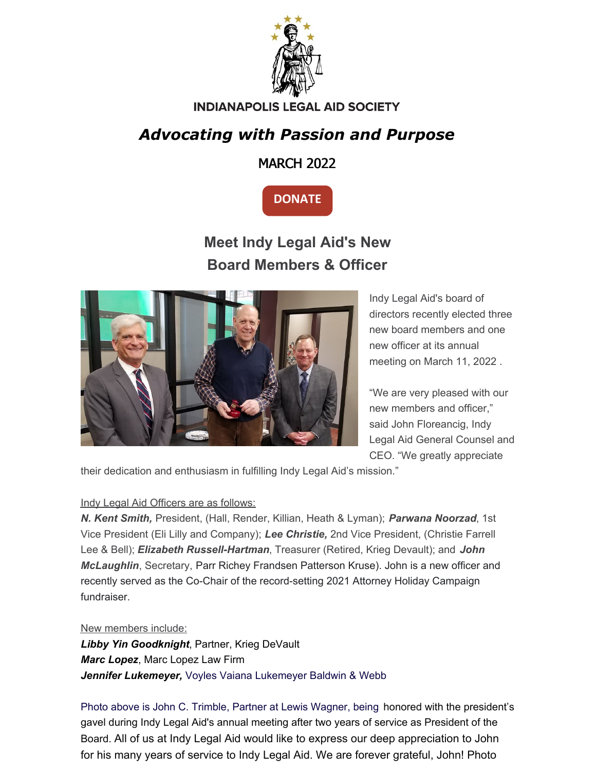INDIANAPOLIS LEGAL AID SOCIETY

# *Advocating with Passion and Purpose*

MARCH 2022

DONATE

## Meet Indy Legal Aid's New Board Members & Officer

Indy Legal Aid's board of directors recently elected three new board members and one new officer at its annual meeting on March 11, 2022 .

"We are very pleased with our new members and officer," said John Floreancig, Indy Legal Aid General Counsel and CEO. "We greatly appreciate their dedication and enthusiasm in fulfilling Indy Legal Aid's mission."

Indy Legal Aid Officers are as follows:
***N. Kent Smith,*** President, (Hall, Render, Killian, Heath & Lyman); ***Parwana Noorzad***, 1st Vice President (Eli Lilly and Company); ***Lee Christie,*** 2nd Vice President, (Christie Farrell Lee & Bell); ***Elizabeth Russell-Hartman***, Treasurer (Retired, Krieg Devault); and ***John McLaughlin***, Secretary, Parr Richey Frandsen Patterson Kruse). John is a new officer and recently served as the Co-Chair of the record-setting 2021 Attorney Holiday Campaign fundraiser.

New members include:
***Libby Yin Goodknight***, Partner, Krieg DeVault
***Marc Lopez***, Marc Lopez Law Firm
***Jennifer Lukemeyer,*** Voyles Vaiana Lukemeyer Baldwin & Webb

Photo above is John C. Trimble, Partner at Lewis Wagner, being honored with the president's gavel during Indy Legal Aid's annual meeting after two years of service as President of the Board. All of us at Indy Legal Aid would like to express our deep appreciation to John for his many years of service to Indy Legal Aid. We are forever grateful, John! Photo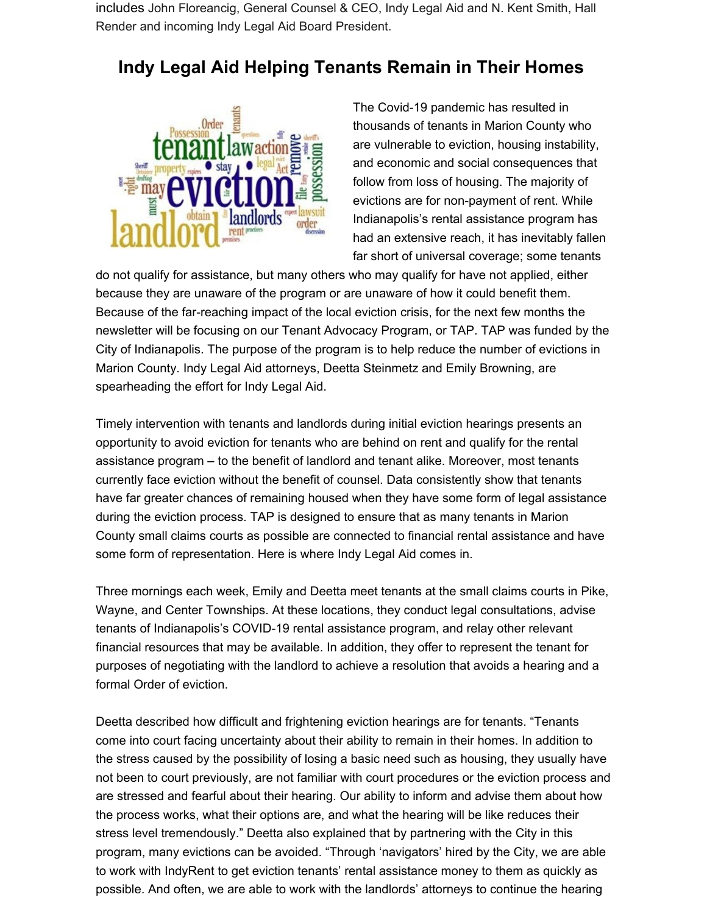includes John Floreancig, General Counsel & CEO, Indy Legal Aid and N. Kent Smith, Hall Render and incoming Indy Legal Aid Board President.

## Indy Legal Aid Helping Tenants Remain in Their Homes

The Covid-19 pandemic has resulted in thousands of tenants in Marion County who are vulnerable to eviction, housing instability, and economic and social consequences that follow from loss of housing. The majority of evictions are for non-payment of rent. While Indianapolis's rental assistance program has had an extensive reach, it has inevitably fallen far short of universal coverage; some tenants do not qualify for assistance, but many others who may qualify for have not applied, either because they are unaware of the program or are unaware of how it could benefit them. Because of the far-reaching impact of the local eviction crisis, for the next few months the newsletter will be focusing on our Tenant Advocacy Program, or TAP. TAP was funded by the City of Indianapolis. The purpose of the program is to help reduce the number of evictions in Marion County. Indy Legal Aid attorneys, Deetta Steinmetz and Emily Browning, are spearheading the effort for Indy Legal Aid.

Timely intervention with tenants and landlords during initial eviction hearings presents an opportunity to avoid eviction for tenants who are behind on rent and qualify for the rental assistance program – to the benefit of landlord and tenant alike. Moreover, most tenants currently face eviction without the benefit of counsel. Data consistently show that tenants have far greater chances of remaining housed when they have some form of legal assistance during the eviction process. TAP is designed to ensure that as many tenants in Marion County small claims courts as possible are connected to financial rental assistance and have some form of representation. Here is where Indy Legal Aid comes in.

Three mornings each week, Emily and Deetta meet tenants at the small claims courts in Pike, Wayne, and Center Townships. At these locations, they conduct legal consultations, advise tenants of Indianapolis's COVID-19 rental assistance program, and relay other relevant financial resources that may be available. In addition, they offer to represent the tenant for purposes of negotiating with the landlord to achieve a resolution that avoids a hearing and a formal Order of eviction.

Deetta described how difficult and frightening eviction hearings are for tenants. "Tenants come into court facing uncertainty about their ability to remain in their homes. In addition to the stress caused by the possibility of losing a basic need such as housing, they usually have not been to court previously, are not familiar with court procedures or the eviction process and are stressed and fearful about their hearing. Our ability to inform and advise them about how the process works, what their options are, and what the hearing will be like reduces their stress level tremendously." Deetta also explained that by partnering with the City in this program, many evictions can be avoided. "Through 'navigators' hired by the City, we are able to work with IndyRent to get eviction tenants' rental assistance money to them as quickly as possible. And often, we are able to work with the landlords' attorneys to continue the hearing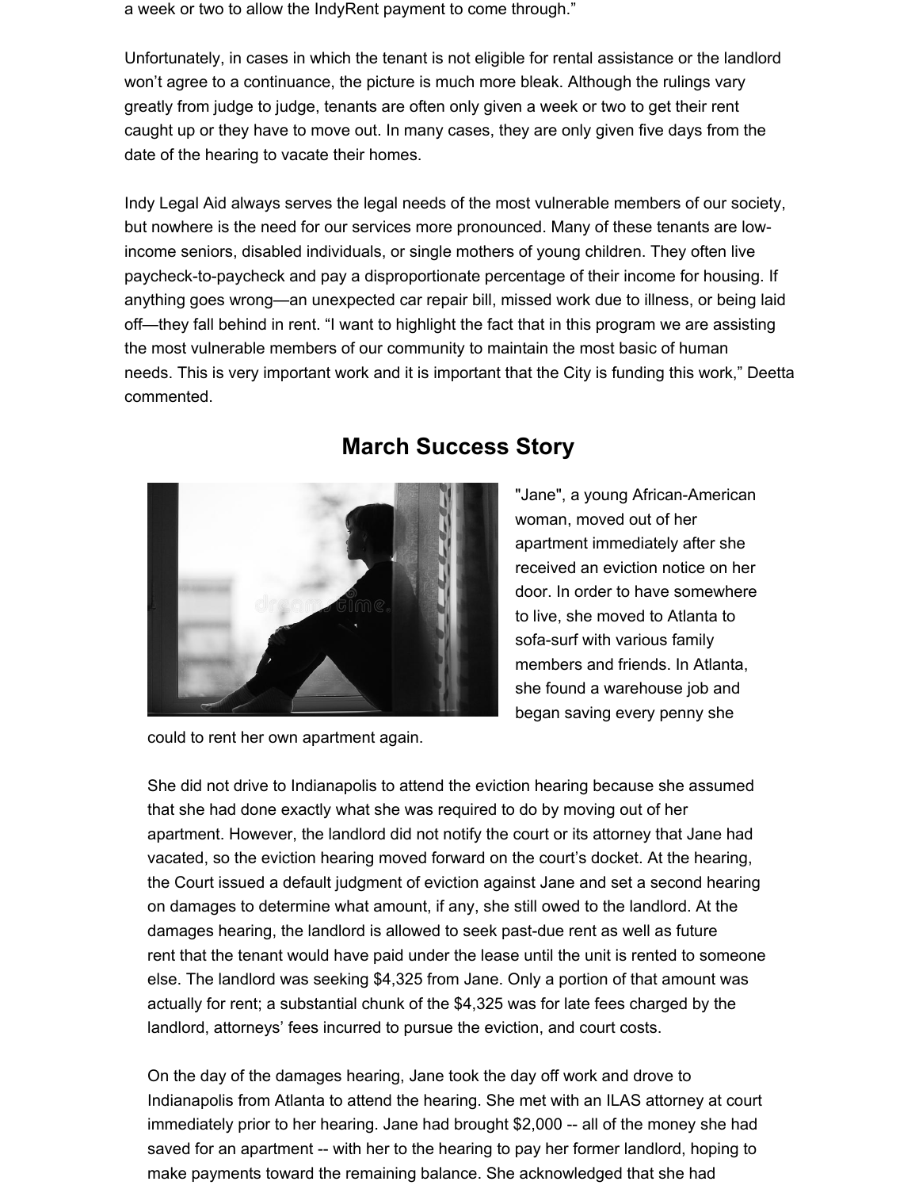a week or two to allow the IndyRent payment to come through."

Unfortunately, in cases in which the tenant is not eligible for rental assistance or the landlord won't agree to a continuance, the picture is much more bleak. Although the rulings vary greatly from judge to judge, tenants are often only given a week or two to get their rent caught up or they have to move out. In many cases, they are only given five days from the date of the hearing to vacate their homes.

Indy Legal Aid always serves the legal needs of the most vulnerable members of our society, but nowhere is the need for our services more pronounced. Many of these tenants are low-income seniors, disabled individuals, or single mothers of young children. They often live paycheck-to-paycheck and pay a disproportionate percentage of their income for housing. If anything goes wrong—an unexpected car repair bill, missed work due to illness, or being laid off—they fall behind in rent. "I want to highlight the fact that in this program we are assisting the most vulnerable members of our community to maintain the most basic of human needs. This is very important work and it is important that the City is funding this work," Deetta commented.

## March Success Story

"Jane", a young African-American woman, moved out of her apartment immediately after she received an eviction notice on her door. In order to have somewhere to live, she moved to Atlanta to sofa-surf with various family members and friends. In Atlanta, she found a warehouse job and began saving every penny she could to rent her own apartment again.

She did not drive to Indianapolis to attend the eviction hearing because she assumed that she had done exactly what she was required to do by moving out of her apartment. However, the landlord did not notify the court or its attorney that Jane had vacated, so the eviction hearing moved forward on the court's docket. At the hearing, the Court issued a default judgment of eviction against Jane and set a second hearing on damages to determine what amount, if any, she still owed to the landlord. At the damages hearing, the landlord is allowed to seek past-due rent as well as future rent that the tenant would have paid under the lease until the unit is rented to someone else. The landlord was seeking $4,325 from Jane. Only a portion of that amount was actually for rent; a substantial chunk of the $4,325 was for late fees charged by the landlord, attorneys' fees incurred to pursue the eviction, and court costs.

On the day of the damages hearing, Jane took the day off work and drove to Indianapolis from Atlanta to attend the hearing. She met with an ILAS attorney at court immediately prior to her hearing. Jane had brought $2,000 -- all of the money she had saved for an apartment -- with her to the hearing to pay her former landlord, hoping to make payments toward the remaining balance. She acknowledged that she had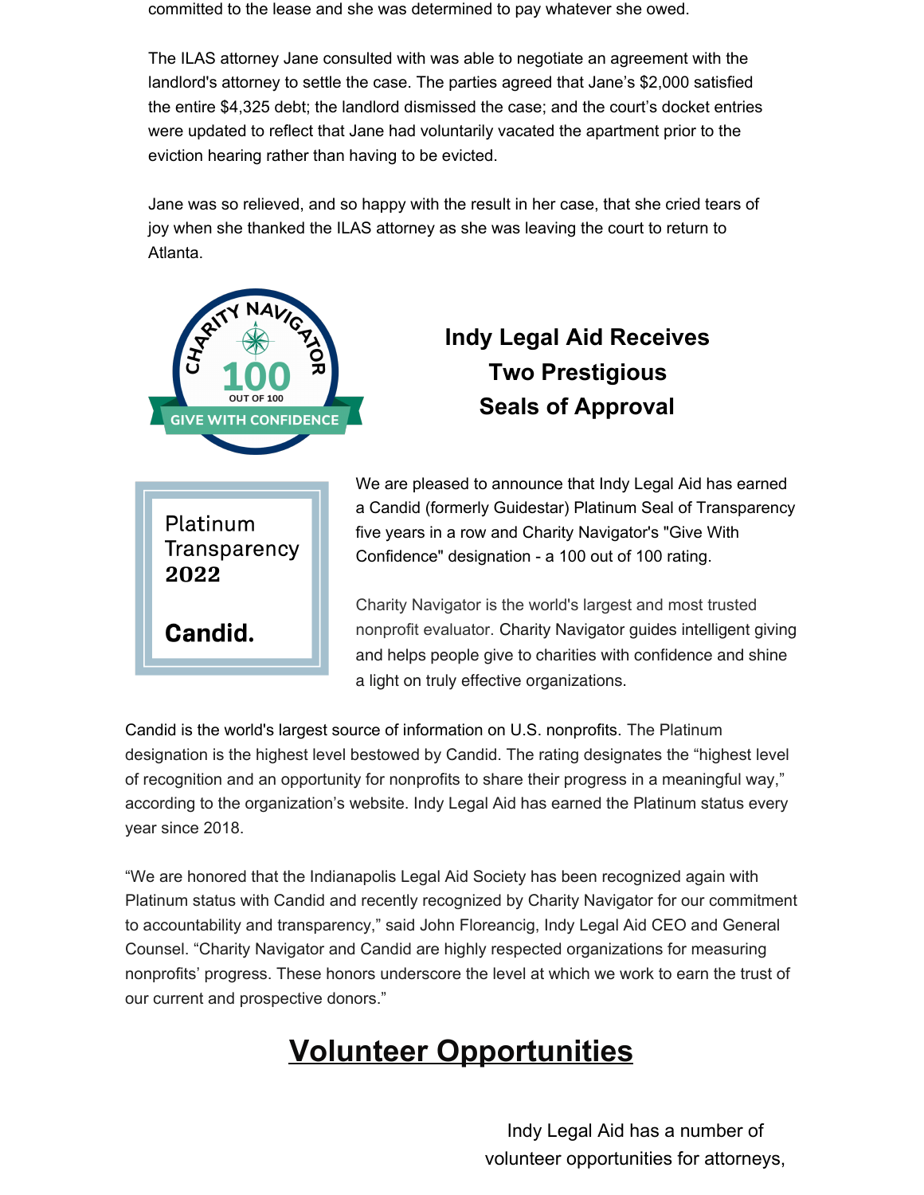committed to the lease and she was determined to pay whatever she owed.

The ILAS attorney Jane consulted with was able to negotiate an agreement with the landlord's attorney to settle the case. The parties agreed that Jane's $2,000 satisfied the entire $4,325 debt; the landlord dismissed the case; and the court's docket entries were updated to reflect that Jane had voluntarily vacated the apartment prior to the eviction hearing rather than having to be evicted.

Jane was so relieved, and so happy with the result in her case, that she cried tears of joy when she thanked the ILAS attorney as she was leaving the court to return to Atlanta.

CHARITY NAVIGATOR
100
OUT OF 100
GIVE WITH CONFIDENCE

### Indy Legal Aid Receives Two Prestigious Seals of Approval

Platinum Transparency 2022

Candid.

We are pleased to announce that Indy Legal Aid has earned a Candid (formerly Guidestar) Platinum Seal of Transparency five years in a row and Charity Navigator's "Give With Confidence" designation - a 100 out of 100 rating.

Charity Navigator is the world's largest and most trusted nonprofit evaluator. Charity Navigator guides intelligent giving and helps people give to charities with confidence and shine a light on truly effective organizations.

Candid is the world's largest source of information on U.S. nonprofits. The Platinum designation is the highest level bestowed by Candid. The rating designates the "highest level of recognition and an opportunity for nonprofits to share their progress in a meaningful way," according to the organization's website. Indy Legal Aid has earned the Platinum status every year since 2018.

"We are honored that the Indianapolis Legal Aid Society has been recognized again with Platinum status with Candid and recently recognized by Charity Navigator for our commitment to accountability and transparency," said John Floreancig, Indy Legal Aid CEO and General Counsel. "Charity Navigator and Candid are highly respected organizations for measuring nonprofits' progress. These honors underscore the level at which we work to earn the trust of our current and prospective donors."

## Volunteer Opportunities

Indy Legal Aid has a number of volunteer opportunities for attorneys,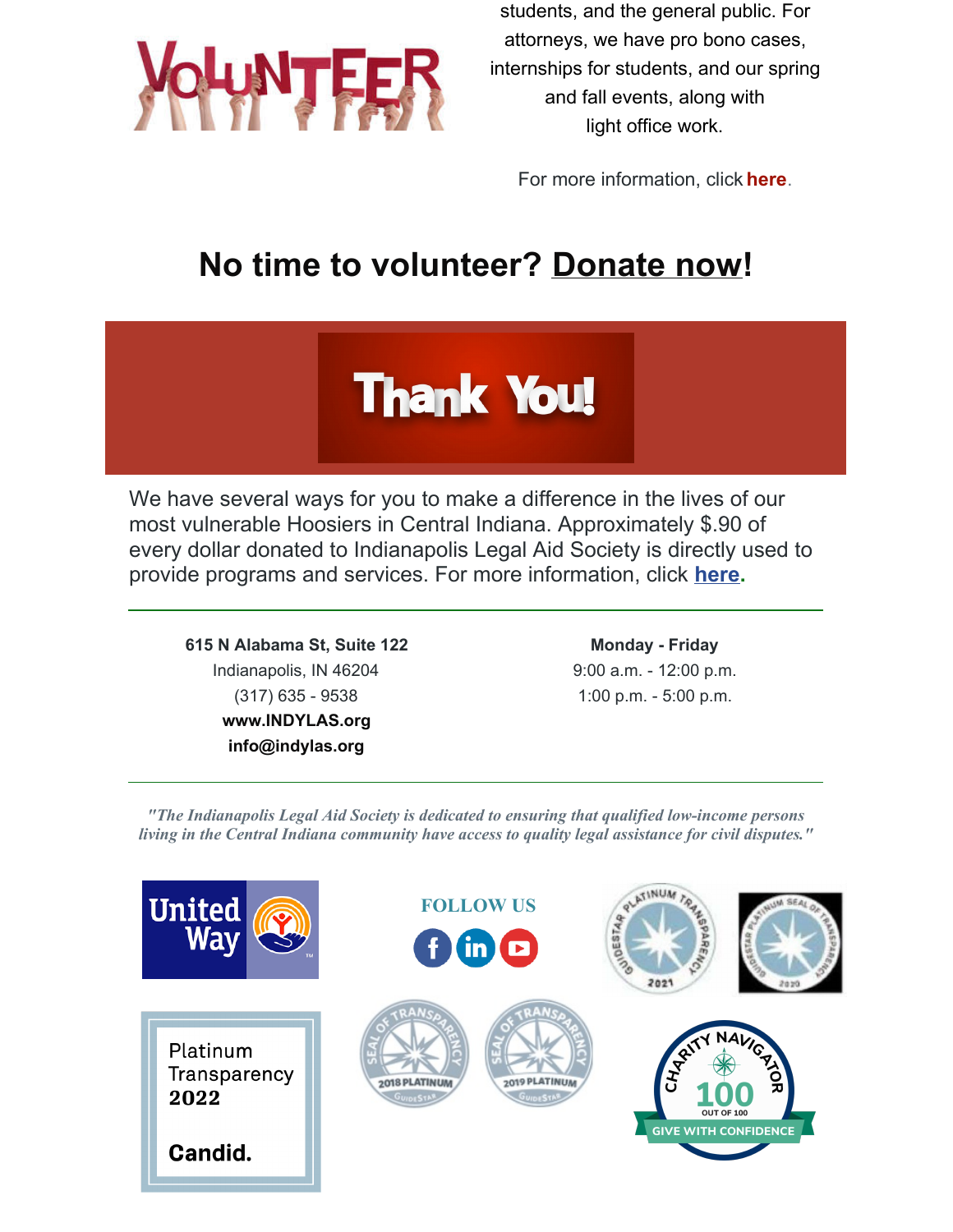students, and the general public. For attorneys, we have pro bono cases, internships for students, and our spring and fall events, along with light office work.

For more information, click **here**.

## No time to volunteer? Donate now!

We have several ways for you to make a difference in the lives of our most vulnerable Hoosiers in Central Indiana. Approximately $.90 of every dollar donated to Indianapolis Legal Aid Society is directly used to provide programs and services. For more information, click **here**.

---

**615 N Alabama St, Suite 122**
Indianapolis, IN 46204
(317) 635 - 9538
**www.INDYLAS.org**
**info@indylas.org**

**Monday - Friday**
9:00 a.m. - 12:00 p.m.
1:00 p.m. - 5:00 p.m.

---

*"The Indianapolis Legal Aid Society is dedicated to ensuring that qualified low-income persons living in the Central Indiana community have access to quality legal assistance for civil disputes."*

FOLLOW US